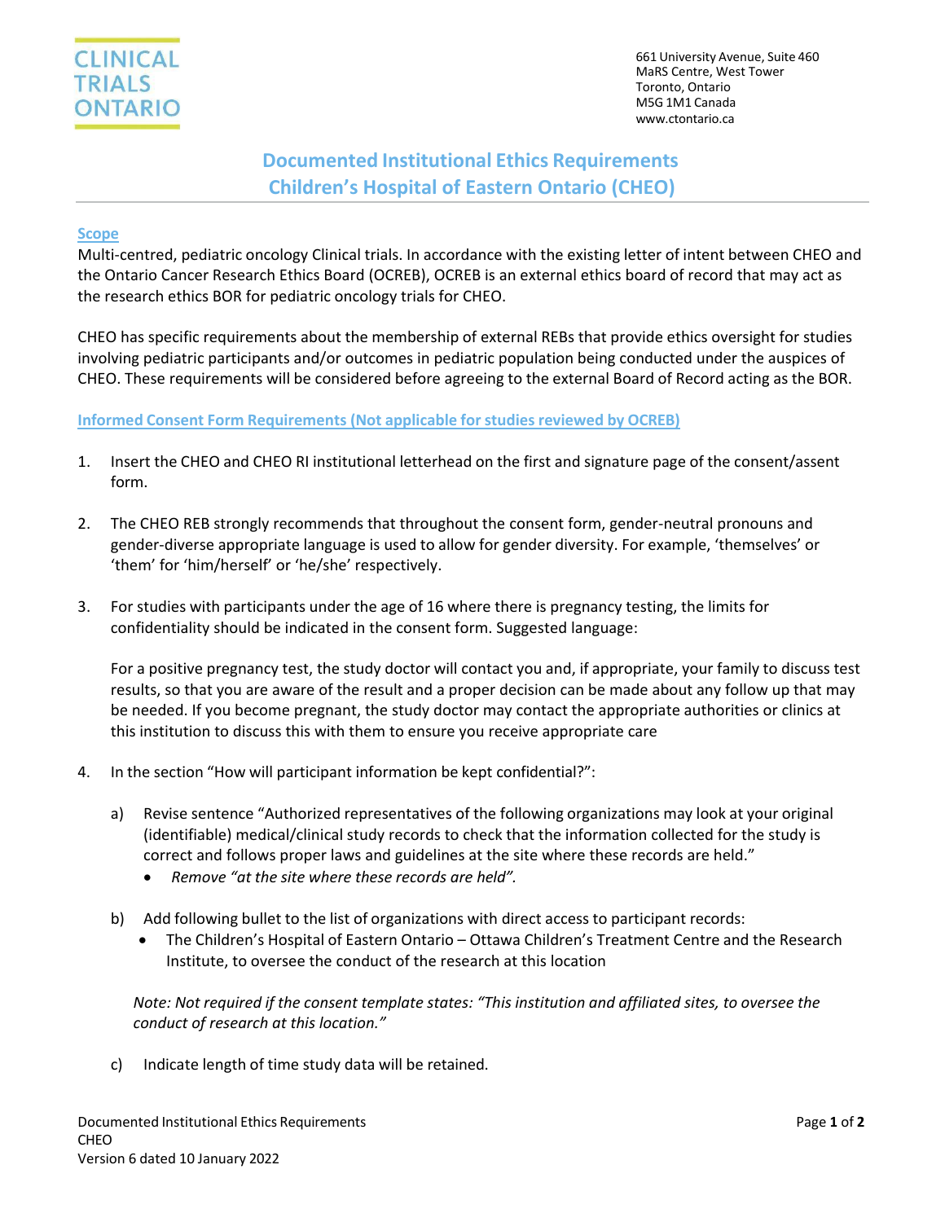CLINICAL TRIALS ONTARIO

661 University Avenue, Suite 460
MaRS Centre, West Tower
Toronto, Ontario
M5G 1M1 Canada
www.ctontario.ca

# Documented Institutional Ethics Requirements
# Children's Hospital of Eastern Ontario (CHEO)

## Scope

Multi-centred, pediatric oncology Clinical trials. In accordance with the existing letter of intent between CHEO and the Ontario Cancer Research Ethics Board (OCREB), OCREB is an external ethics board of record that may act as the research ethics BOR for pediatric oncology trials for CHEO.

CHEO has specific requirements about the membership of external REBs that provide ethics oversight for studies involving pediatric participants and/or outcomes in pediatric population being conducted under the auspices of CHEO. These requirements will be considered before agreeing to the external Board of Record acting as the BOR.

## Informed Consent Form Requirements (Not applicable for studies reviewed by OCREB)

1. Insert the CHEO and CHEO RI institutional letterhead on the first and signature page of the consent/assent form.

2. The CHEO REB strongly recommends that throughout the consent form, gender-neutral pronouns and gender-diverse appropriate language is used to allow for gender diversity. For example, 'themselves' or 'them' for 'him/herself' or 'he/she' respectively.

3. For studies with participants under the age of 16 where there is pregnancy testing, the limits for confidentiality should be indicated in the consent form. Suggested language:

   For a positive pregnancy test, the study doctor will contact you and, if appropriate, your family to discuss test results, so that you are aware of the result and a proper decision can be made about any follow up that may be needed. If you become pregnant, the study doctor may contact the appropriate authorities or clinics at this institution to discuss this with them to ensure you receive appropriate care

4. In the section "How will participant information be kept confidential?":

   a) Revise sentence "Authorized representatives of the following organizations may look at your original (identifiable) medical/clinical study records to check that the information collected for the study is correct and follows proper laws and guidelines at the site where these records are held."
      - *Remove "at the site where these records are held".*

   b) Add following bullet to the list of organizations with direct access to participant records:
      - The Children's Hospital of Eastern Ontario – Ottawa Children's Treatment Centre and the Research Institute, to oversee the conduct of the research at this location

      *Note: Not required if the consent template states: "This institution and affiliated sites, to oversee the conduct of research at this location."*

   c) Indicate length of time study data will be retained.

Documented Institutional Ethics Requirements
CHEO
Version 6 dated 10 January 2022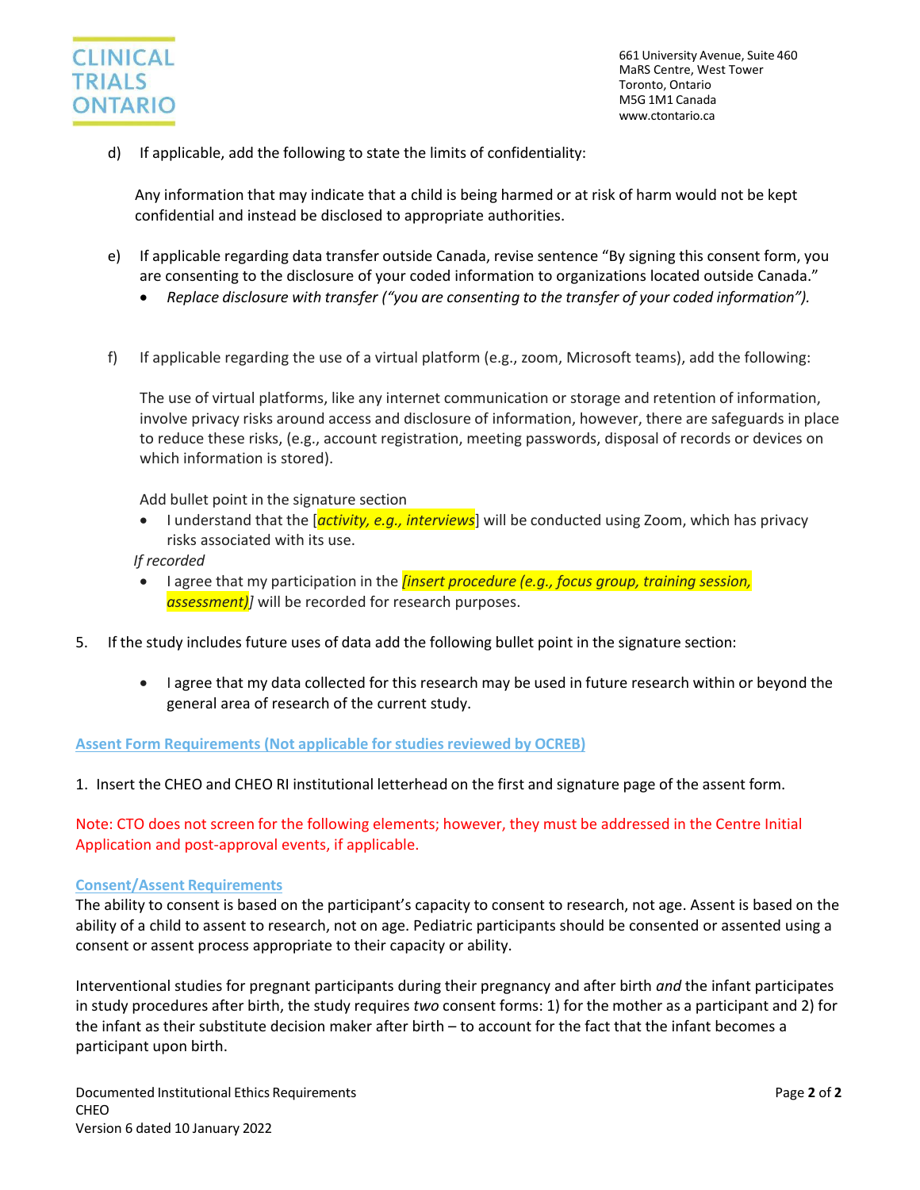d) If applicable, add the following to state the limits of confidentiality:

Any information that may indicate that a child is being harmed or at risk of harm would not be kept confidential and instead be disclosed to appropriate authorities.

e) If applicable regarding data transfer outside Canada, revise sentence "By signing this consent form, you are consenting to the disclosure of your coded information to organizations located outside Canada."
   - *Replace disclosure with transfer ("you are consenting to the transfer of your coded information").*

f) If applicable regarding the use of a virtual platform (e.g., zoom, Microsoft teams), add the following:

The use of virtual platforms, like any internet communication or storage and retention of information, involve privacy risks around access and disclosure of information, however, there are safeguards in place to reduce these risks, (e.g., account registration, meeting passwords, disposal of records or devices on which information is stored).

Add bullet point in the signature section

- I understand that the [*activity, e.g., interviews*] will be conducted using Zoom, which has privacy risks associated with its use.

*If recorded*

- I agree that my participation in the *[insert procedure (e.g., focus group, training session, assessment)]* will be recorded for research purposes.

5. If the study includes future uses of data add the following bullet point in the signature section:

   - I agree that my data collected for this research may be used in future research within or beyond the general area of research of the current study.

## Assent Form Requirements (Not applicable for studies reviewed by OCREB)

1. Insert the CHEO and CHEO RI institutional letterhead on the first and signature page of the assent form.

Note: CTO does not screen for the following elements; however, they must be addressed in the Centre Initial Application and post-approval events, if applicable.

### Consent/Assent Requirements

The ability to consent is based on the participant's capacity to consent to research, not age. Assent is based on the ability of a child to assent to research, not on age. Pediatric participants should be consented or assented using a consent or assent process appropriate to their capacity or ability.

Interventional studies for pregnant participants during their pregnancy and after birth *and* the infant participates in study procedures after birth, the study requires *two* consent forms: 1) for the mother as a participant and 2) for the infant as their substitute decision maker after birth – to account for the fact that the infant becomes a participant upon birth.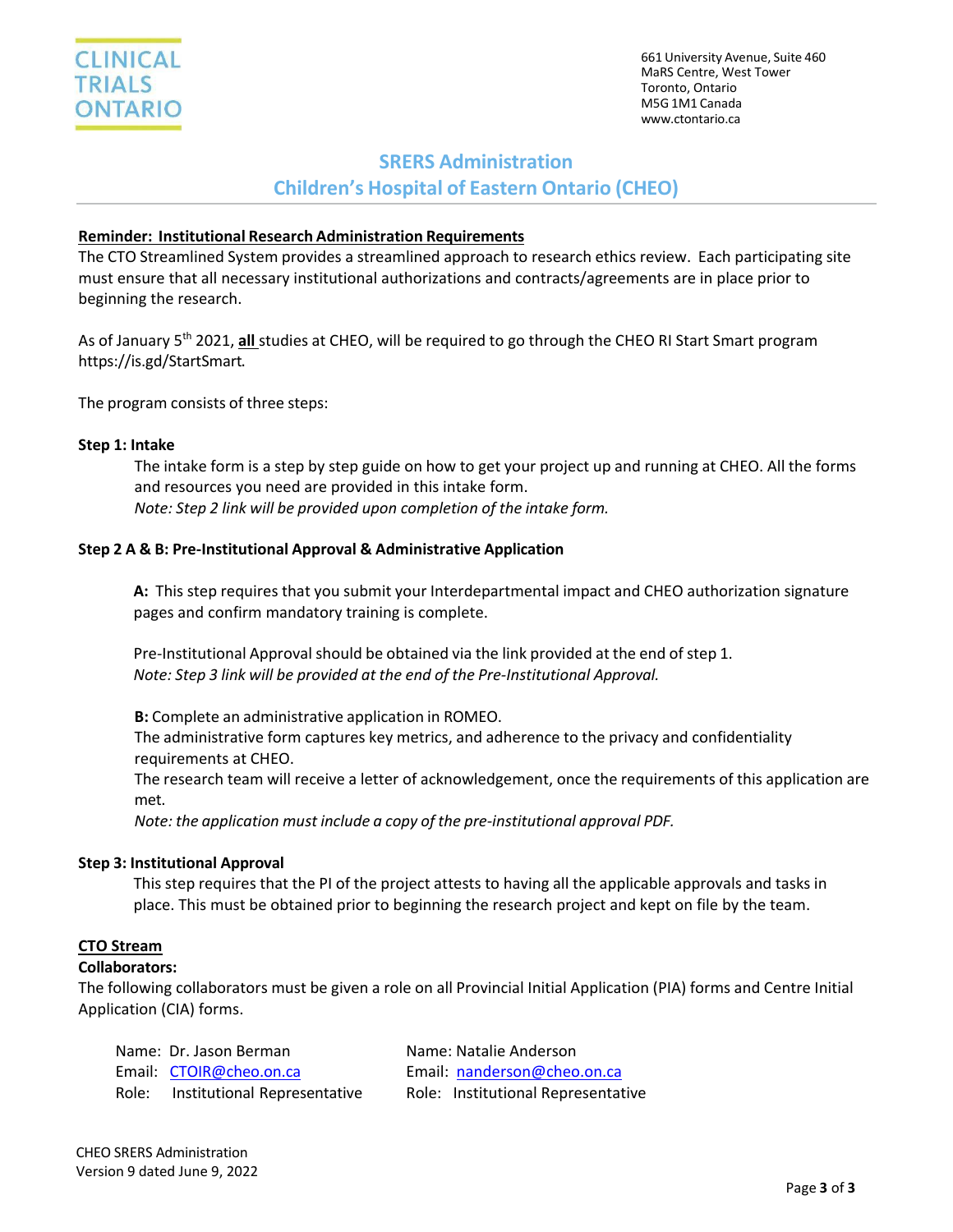CLINICAL TRIALS ONTARIO

661 University Avenue, Suite 460
MaRS Centre, West Tower
Toronto, Ontario
M5G 1M1 Canada
www.ctontario.ca

# SRERS Administration
# Children's Hospital of Eastern Ontario (CHEO)

**Reminder: Institutional Research Administration Requirements**

The CTO Streamlined System provides a streamlined approach to research ethics review. Each participating site must ensure that all necessary institutional authorizations and contracts/agreements are in place prior to beginning the research.

As of January 5th 2021, **all** studies at CHEO, will be required to go through the CHEO RI Start Smart program https://is.gd/StartSmart.

The program consists of three steps:

**Step 1: Intake**

The intake form is a step by step guide on how to get your project up and running at CHEO. All the forms and resources you need are provided in this intake form.
*Note: Step 2 link will be provided upon completion of the intake form.*

**Step 2 A & B: Pre-Institutional Approval & Administrative Application**

**A:** This step requires that you submit your Interdepartmental impact and CHEO authorization signature pages and confirm mandatory training is complete.

Pre-Institutional Approval should be obtained via the link provided at the end of step 1.
*Note: Step 3 link will be provided at the end of the Pre-Institutional Approval.*

**B:** Complete an administrative application in ROMEO.
The administrative form captures key metrics, and adherence to the privacy and confidentiality requirements at CHEO.
The research team will receive a letter of acknowledgement, once the requirements of this application are met.
*Note: the application must include a copy of the pre-institutional approval PDF.*

**Step 3: Institutional Approval**

This step requires that the PI of the project attests to having all the applicable approvals and tasks in place. This must be obtained prior to beginning the research project and kept on file by the team.

**CTO Stream**

**Collaborators:**

The following collaborators must be given a role on all Provincial Initial Application (PIA) forms and Centre Initial Application (CIA) forms.

Name: Dr. Jason Berman
Email: CTOIR@cheo.on.ca
Role: Institutional Representative

Name: Natalie Anderson
Email: nanderson@cheo.on.ca
Role: Institutional Representative

CHEO SRERS Administration
Version 9 dated June 9, 2022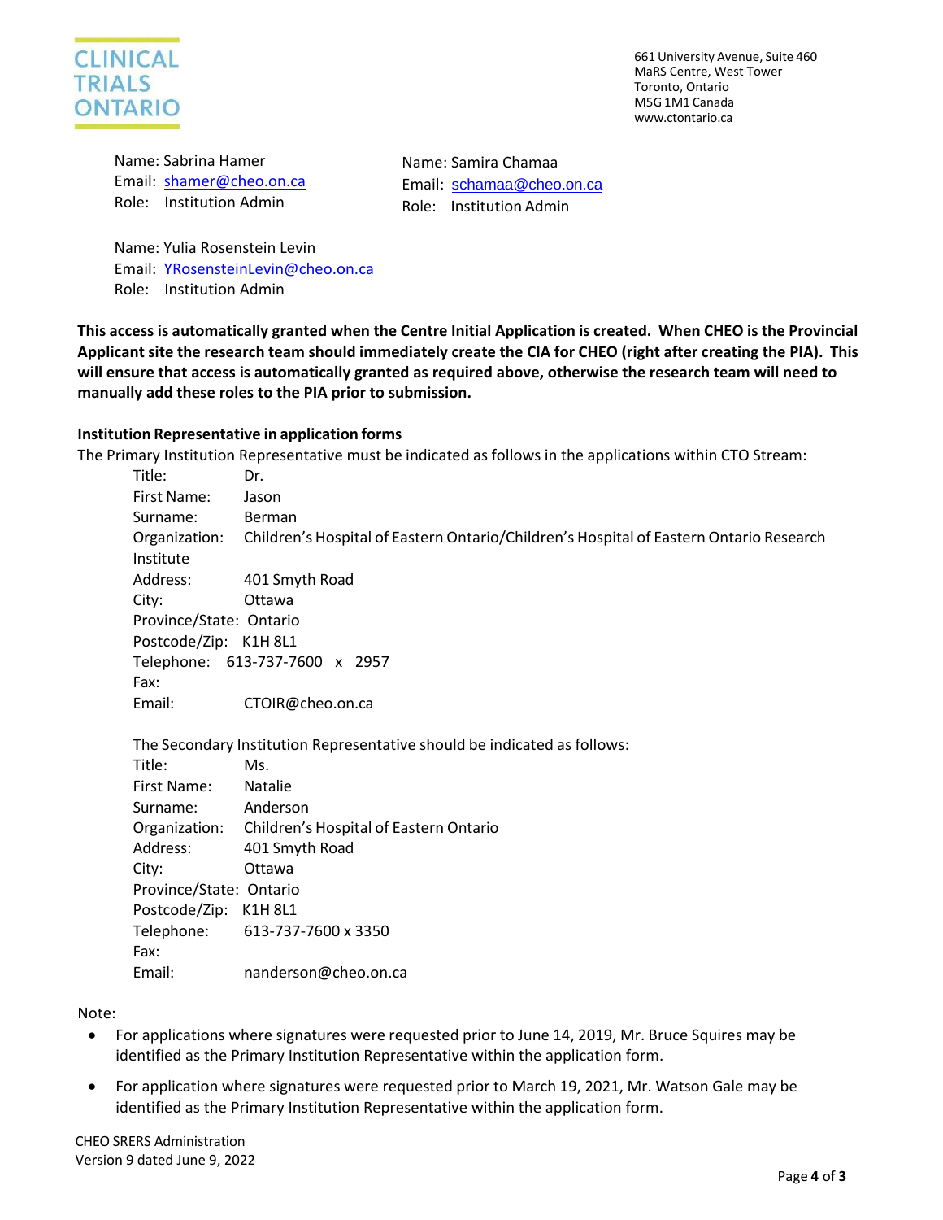Name: Sabrina Hamer
Email: shamer@cheo.on.ca
Role: Institution Admin

Name: Samira Chamaa
Email: schamaa@cheo.on.ca
Role: Institution Admin

Name: Yulia Rosenstein Levin
Email: YRosensteinLevin@cheo.on.ca
Role: Institution Admin

**This access is automatically granted when the Centre Initial Application is created. When CHEO is the Provincial Applicant site the research team should immediately create the CIA for CHEO (right after creating the PIA). This will ensure that access is automatically granted as required above, otherwise the research team will need to manually add these roles to the PIA prior to submission.**

**Institution Representative in application forms**

The Primary Institution Representative must be indicated as follows in the applications within CTO Stream:

Title: Dr.
First Name: Jason
Surname: Berman
Organization: Children's Hospital of Eastern Ontario/Children's Hospital of Eastern Ontario Research Institute
Address: 401 Smyth Road
City: Ottawa
Province/State: Ontario
Postcode/Zip: K1H 8L1
Telephone: 613-737-7600 x 2957
Fax:
Email: CTOIR@cheo.on.ca

The Secondary Institution Representative should be indicated as follows:

Title: Ms.
First Name: Natalie
Surname: Anderson
Organization: Children's Hospital of Eastern Ontario
Address: 401 Smyth Road
City: Ottawa
Province/State: Ontario
Postcode/Zip: K1H 8L1
Telephone: 613-737-7600 x 3350
Fax:
Email: nanderson@cheo.on.ca

Note:

- For applications where signatures were requested prior to June 14, 2019, Mr. Bruce Squires may be identified as the Primary Institution Representative within the application form.
- For application where signatures were requested prior to March 19, 2021, Mr. Watson Gale may be identified as the Primary Institution Representative within the application form.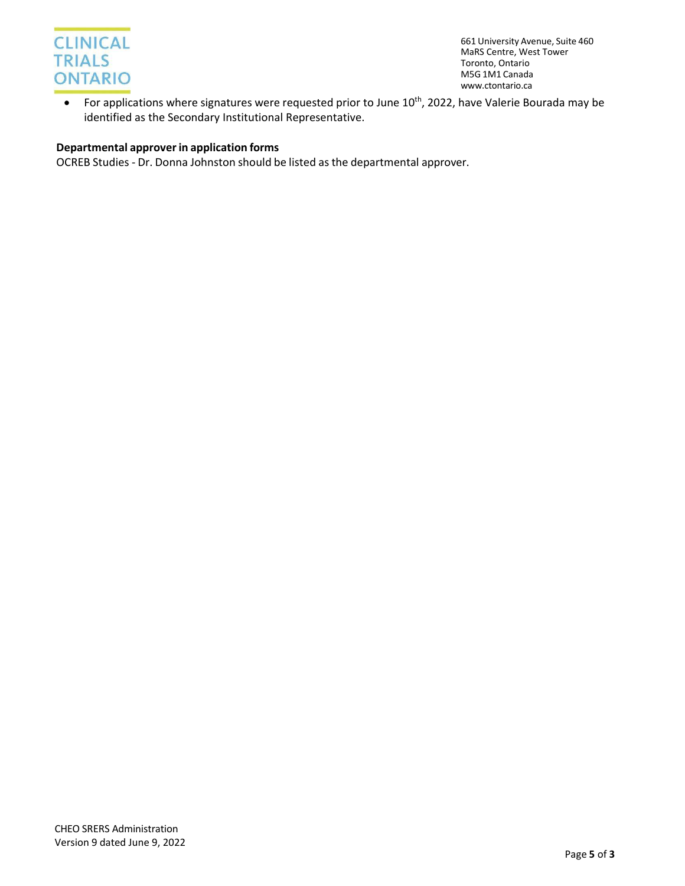- For applications where signatures were requested prior to June 10th, 2022, have Valerie Bourada may be identified as the Secondary Institutional Representative.

**Departmental approver in application forms**

OCREB Studies - Dr. Donna Johnston should be listed as the departmental approver.